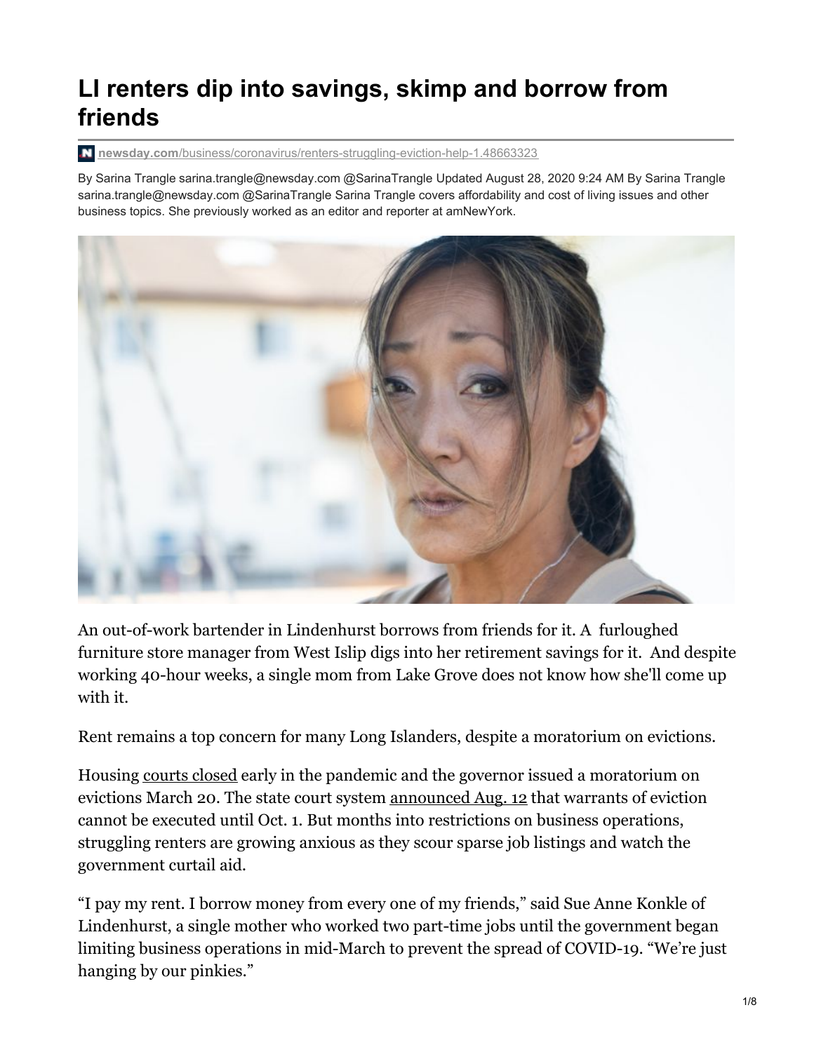# LI renters dip into savings, skimp and borrow from friends

newsday.com/business/coronavirus/renters-struggling-eviction-help-1.48663323

By Sarina Trangle sarina.trangle@newsday.com @SarinaTrangle Updated August 28, 2020 9:24 AM By Sarina Trangle sarina.trangle@newsday.com @SarinaTrangle Sarina Trangle covers affordability and cost of living issues and other business topics. She previously worked as an editor and reporter at amNewYork.

An out-of-work bartender in Lindenhurst borrows from friends for it. A furloughed furniture store manager from West Islip digs into her retirement savings for it. And despite working 40-hour weeks, a single mom from Lake Grove does not know how she'll come up with it.

Rent remains a top concern for many Long Islanders, despite a moratorium on evictions.

Housing courts closed early in the pandemic and the governor issued a moratorium on evictions March 20. The state court system announced Aug. 12 that warrants of eviction cannot be executed until Oct. 1. But months into restrictions on business operations, struggling renters are growing anxious as they scour sparse job listings and watch the government curtail aid.

"I pay my rent. I borrow money from every one of my friends," said Sue Anne Konkle of Lindenhurst, a single mother who worked two part-time jobs until the government began limiting business operations in mid-March to prevent the spread of COVID-19. "We're just hanging by our pinkies."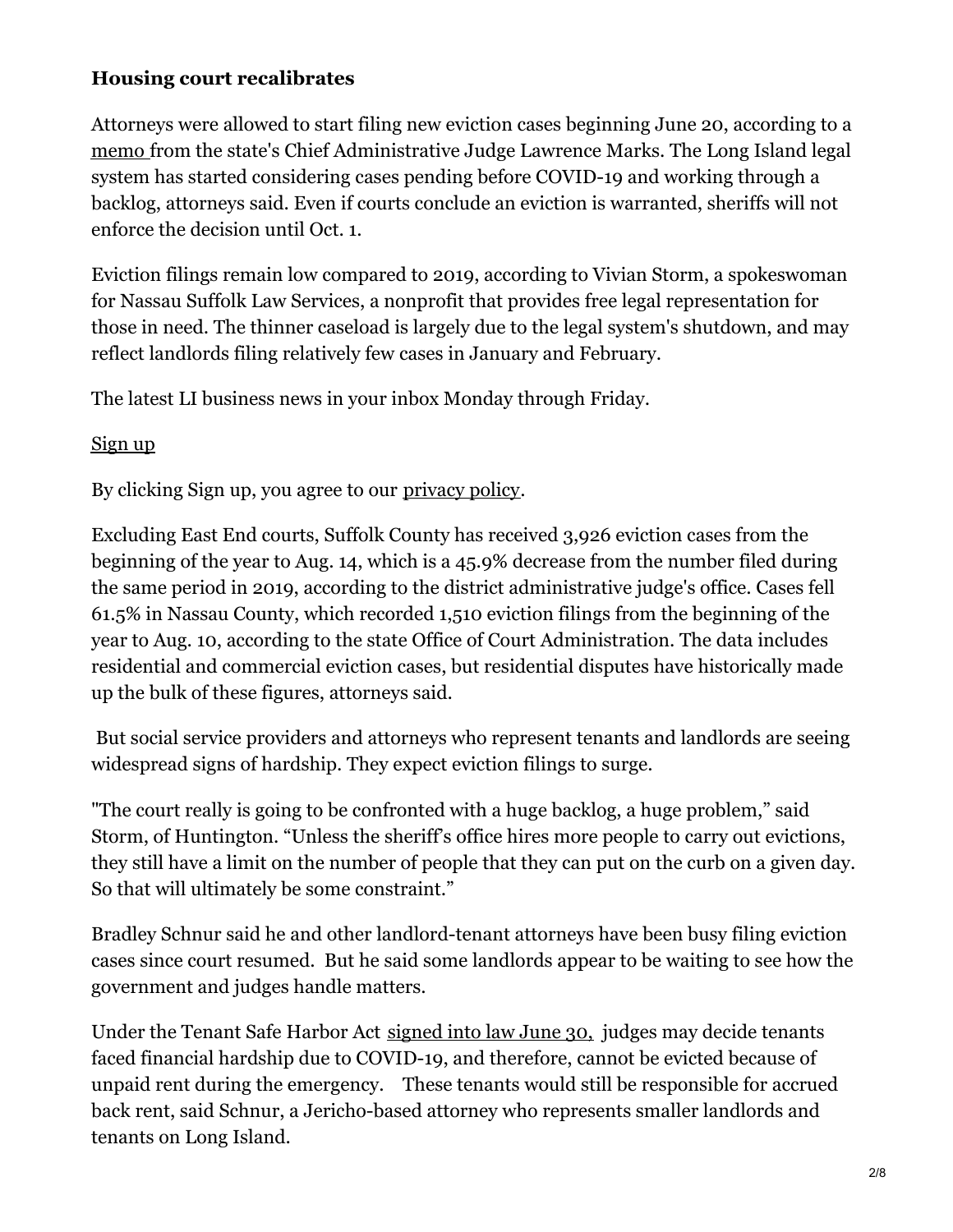### Housing court recalibrates

Attorneys were allowed to start filing new eviction cases beginning June 20, according to a memo from the state's Chief Administrative Judge Lawrence Marks. The Long Island legal system has started considering cases pending before COVID-19 and working through a backlog, attorneys said. Even if courts conclude an eviction is warranted, sheriffs will not enforce the decision until Oct. 1.

Eviction filings remain low compared to 2019, according to Vivian Storm, a spokeswoman for Nassau Suffolk Law Services, a nonprofit that provides free legal representation for those in need. The thinner caseload is largely due to the legal system's shutdown, and may reflect landlords filing relatively few cases in January and February.

The latest LI business news in your inbox Monday through Friday.

Sign up

By clicking Sign up, you agree to our privacy policy.

Excluding East End courts, Suffolk County has received 3,926 eviction cases from the beginning of the year to Aug. 14, which is a 45.9% decrease from the number filed during the same period in 2019, according to the district administrative judge's office. Cases fell 61.5% in Nassau County, which recorded 1,510 eviction filings from the beginning of the year to Aug. 10, according to the state Office of Court Administration. The data includes residential and commercial eviction cases, but residential disputes have historically made up the bulk of these figures, attorneys said.

But social service providers and attorneys who represent tenants and landlords are seeing widespread signs of hardship. They expect eviction filings to surge.

"The court really is going to be confronted with a huge backlog, a huge problem," said Storm, of Huntington. "Unless the sheriff's office hires more people to carry out evictions, they still have a limit on the number of people that they can put on the curb on a given day. So that will ultimately be some constraint."

Bradley Schnur said he and other landlord-tenant attorneys have been busy filing eviction cases since court resumed. But he said some landlords appear to be waiting to see how the government and judges handle matters.

Under the Tenant Safe Harbor Act signed into law June 30, judges may decide tenants faced financial hardship due to COVID-19, and therefore, cannot be evicted because of unpaid rent during the emergency. These tenants would still be responsible for accrued back rent, said Schnur, a Jericho-based attorney who represents smaller landlords and tenants on Long Island.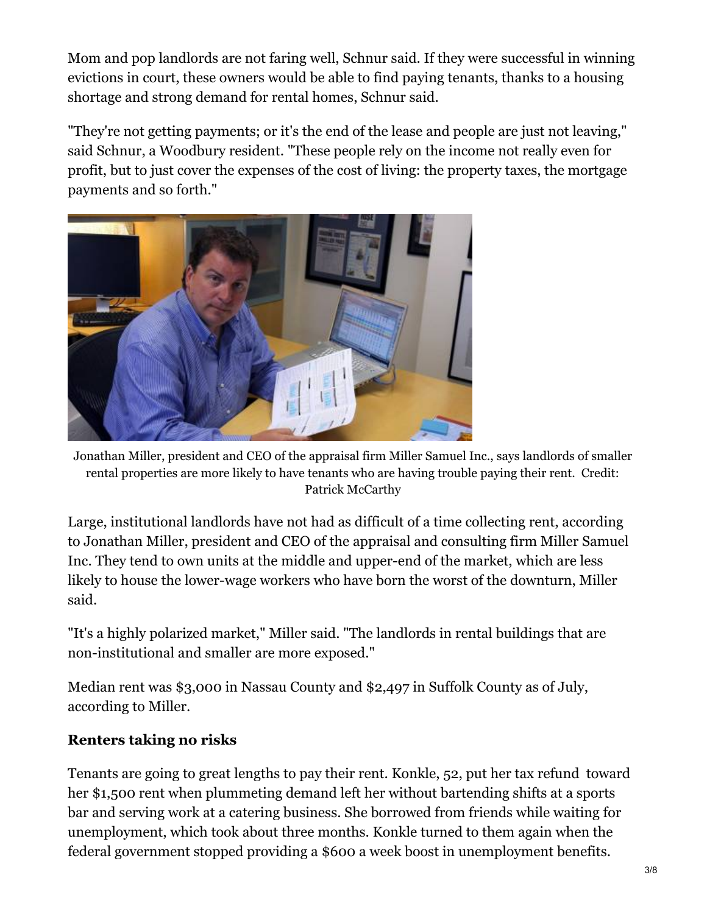Mom and pop landlords are not faring well, Schnur said. If they were successful in winning evictions in court, these owners would be able to find paying tenants, thanks to a housing shortage and strong demand for rental homes, Schnur said.

"They're not getting payments; or it's the end of the lease and people are just not leaving," said Schnur, a Woodbury resident. "These people rely on the income not really even for profit, but to just cover the expenses of the cost of living: the property taxes, the mortgage payments and so forth."

Jonathan Miller, president and CEO of the appraisal firm Miller Samuel Inc., says landlords of smaller rental properties are more likely to have tenants who are having trouble paying their rent. Credit: Patrick McCarthy

Large, institutional landlords have not had as difficult of a time collecting rent, according to Jonathan Miller, president and CEO of the appraisal and consulting firm Miller Samuel Inc. They tend to own units at the middle and upper-end of the market, which are less likely to house the lower-wage workers who have born the worst of the downturn, Miller said.

"It's a highly polarized market," Miller said. "The landlords in rental buildings that are non-institutional and smaller are more exposed."

Median rent was $3,000 in Nassau County and $2,497 in Suffolk County as of July, according to Miller.

**Renters taking no risks**

Tenants are going to great lengths to pay their rent. Konkle, 52, put her tax refund toward her $1,500 rent when plummeting demand left her without bartending shifts at a sports bar and serving work at a catering business. She borrowed from friends while waiting for unemployment, which took about three months. Konkle turned to them again when the federal government stopped providing a $600 a week boost in unemployment benefits.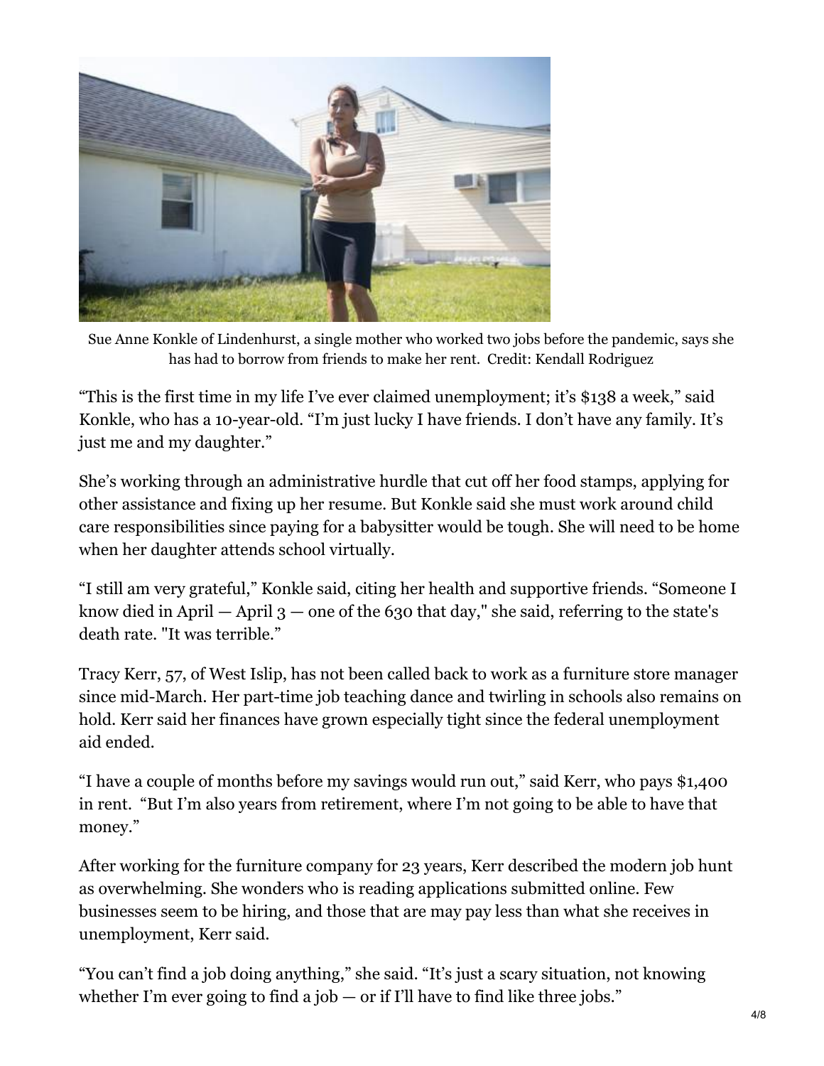Sue Anne Konkle of Lindenhurst, a single mother who worked two jobs before the pandemic, says she has had to borrow from friends to make her rent. Credit: Kendall Rodriguez

“This is the first time in my life I’ve ever claimed unemployment; it’s $138 a week,” said Konkle, who has a 10-year-old. “I’m just lucky I have friends. I don’t have any family. It’s just me and my daughter.”

She’s working through an administrative hurdle that cut off her food stamps, applying for other assistance and fixing up her resume. But Konkle said she must work around child care responsibilities since paying for a babysitter would be tough. She will need to be home when her daughter attends school virtually.

“I still am very grateful,” Konkle said, citing her health and supportive friends. “Someone I know died in April — April 3 — one of the 630 that day," she said, referring to the state's death rate. "It was terrible.”

Tracy Kerr, 57, of West Islip, has not been called back to work as a furniture store manager since mid-March. Her part-time job teaching dance and twirling in schools also remains on hold. Kerr said her finances have grown especially tight since the federal unemployment aid ended.

“I have a couple of months before my savings would run out,” said Kerr, who pays $1,400 in rent. “But I’m also years from retirement, where I’m not going to be able to have that money.”

After working for the furniture company for 23 years, Kerr described the modern job hunt as overwhelming. She wonders who is reading applications submitted online. Few businesses seem to be hiring, and those that are may pay less than what she receives in unemployment, Kerr said.

“You can’t find a job doing anything,” she said. “It’s just a scary situation, not knowing whether I’m ever going to find a job — or if I’ll have to find like three jobs.”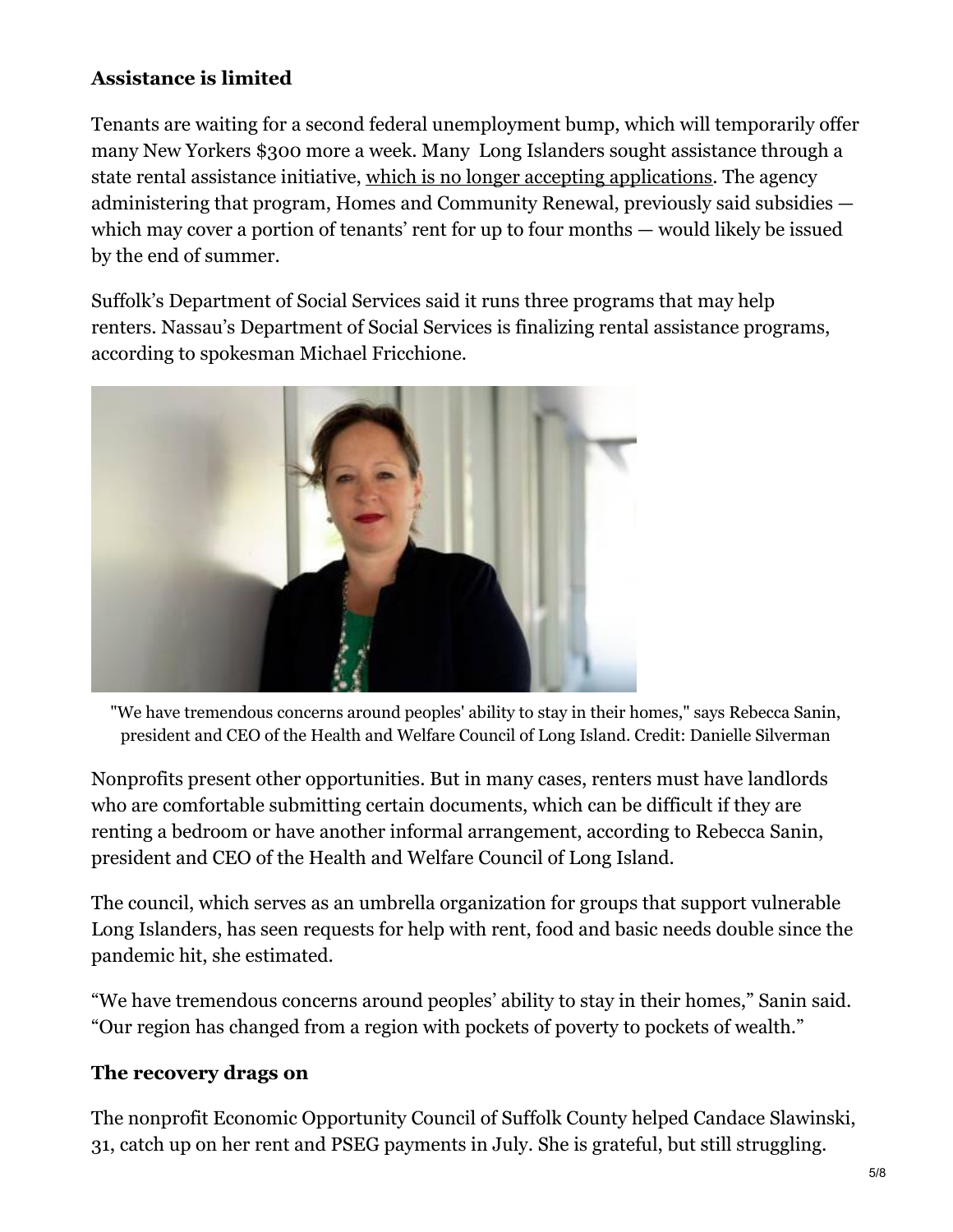### Assistance is limited

Tenants are waiting for a second federal unemployment bump, which will temporarily offer many New Yorkers $300 more a week. Many Long Islanders sought assistance through a state rental assistance initiative, which is no longer accepting applications. The agency administering that program, Homes and Community Renewal, previously said subsidies — which may cover a portion of tenants' rent for up to four months — would likely be issued by the end of summer.

Suffolk's Department of Social Services said it runs three programs that may help renters. Nassau's Department of Social Services is finalizing rental assistance programs, according to spokesman Michael Fricchione.

"We have tremendous concerns around peoples' ability to stay in their homes," says Rebecca Sanin, president and CEO of the Health and Welfare Council of Long Island. Credit: Danielle Silverman

Nonprofits present other opportunities. But in many cases, renters must have landlords who are comfortable submitting certain documents, which can be difficult if they are renting a bedroom or have another informal arrangement, according to Rebecca Sanin, president and CEO of the Health and Welfare Council of Long Island.

The council, which serves as an umbrella organization for groups that support vulnerable Long Islanders, has seen requests for help with rent, food and basic needs double since the pandemic hit, she estimated.

"We have tremendous concerns around peoples' ability to stay in their homes," Sanin said. "Our region has changed from a region with pockets of poverty to pockets of wealth."

### The recovery drags on

The nonprofit Economic Opportunity Council of Suffolk County helped Candace Slawinski, 31, catch up on her rent and PSEG payments in July. She is grateful, but still struggling.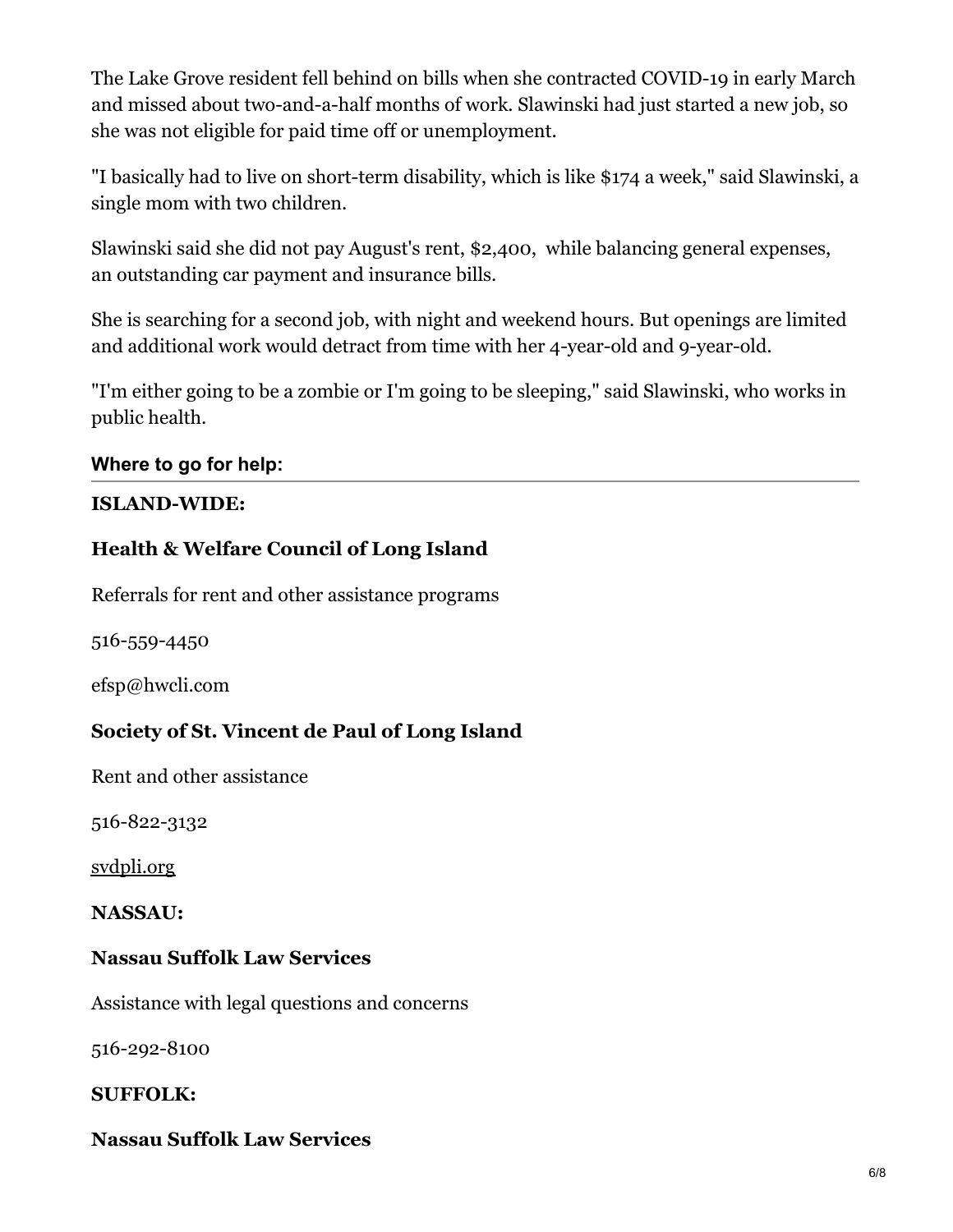The Lake Grove resident fell behind on bills when she contracted COVID-19 in early March and missed about two-and-a-half months of work. Slawinski had just started a new job, so she was not eligible for paid time off or unemployment.

"I basically had to live on short-term disability, which is like $174 a week," said Slawinski, a single mom with two children.

Slawinski said she did not pay August's rent, $2,400, while balancing general expenses, an outstanding car payment and insurance bills.

She is searching for a second job, with night and weekend hours. But openings are limited and additional work would detract from time with her 4-year-old and 9-year-old.

"I'm either going to be a zombie or I'm going to be sleeping," said Slawinski, who works in public health.

**Where to go for help:**

**ISLAND-WIDE:**

**Health & Welfare Council of Long Island**

Referrals for rent and other assistance programs

516-559-4450

efsp@hwcli.com

**Society of St. Vincent de Paul of Long Island**

Rent and other assistance

516-822-3132

svdpli.org

**NASSAU:**

**Nassau Suffolk Law Services**

Assistance with legal questions and concerns

516-292-8100

**SUFFOLK:**

**Nassau Suffolk Law Services**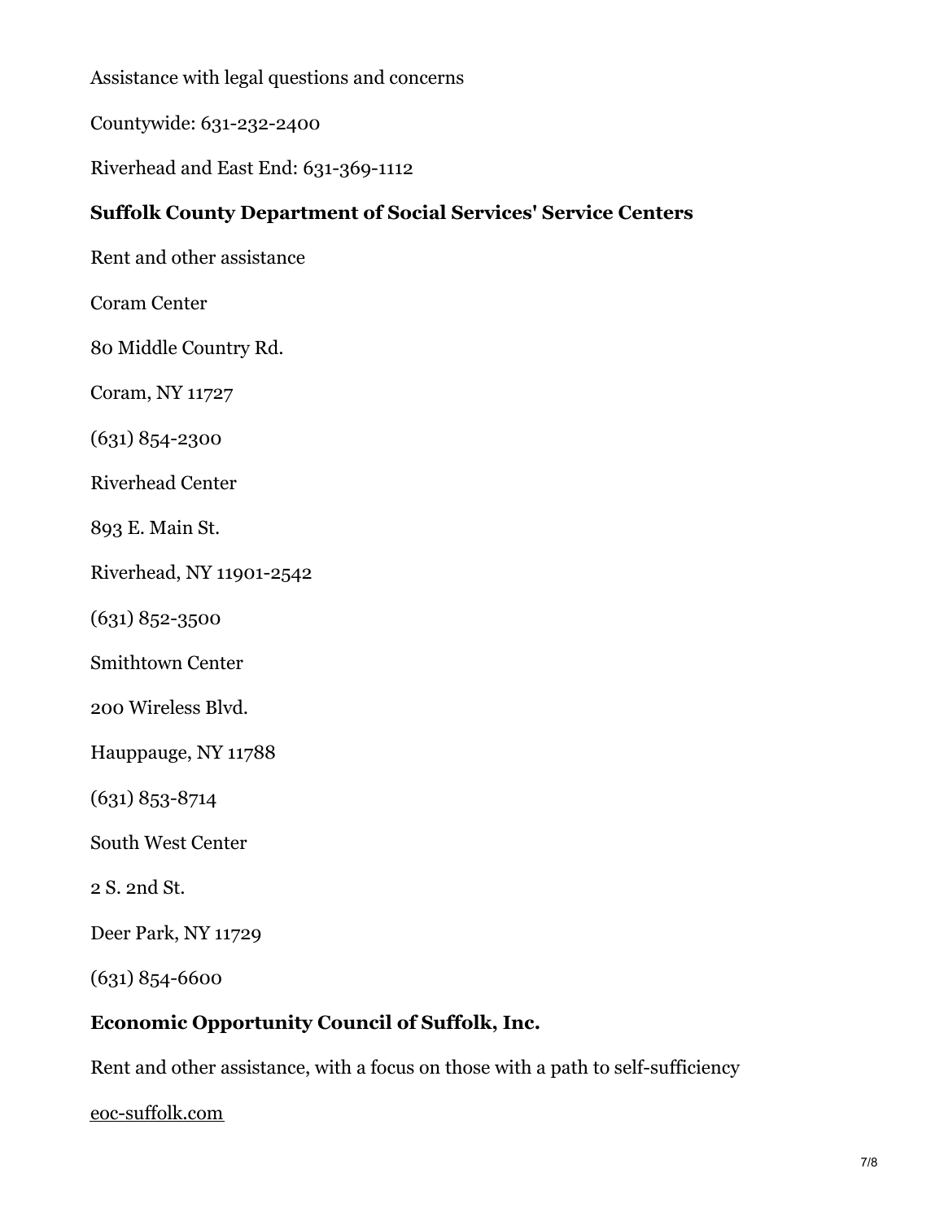Assistance with legal questions and concerns

Countywide: 631-232-2400

Riverhead and East End: 631-369-1112

**Suffolk County Department of Social Services' Service Centers**

Rent and other assistance

Coram Center

80 Middle Country Rd.

Coram, NY 11727

(631) 854-2300

Riverhead Center

893 E. Main St.

Riverhead, NY 11901-2542

(631) 852-3500

Smithtown Center

200 Wireless Blvd.

Hauppauge, NY 11788

(631) 853-8714

South West Center

2 S. 2nd St.

Deer Park, NY 11729

(631) 854-6600

**Economic Opportunity Council of Suffolk, Inc.**

Rent and other assistance, with a focus on those with a path to self-sufficiency

eoc-suffolk.com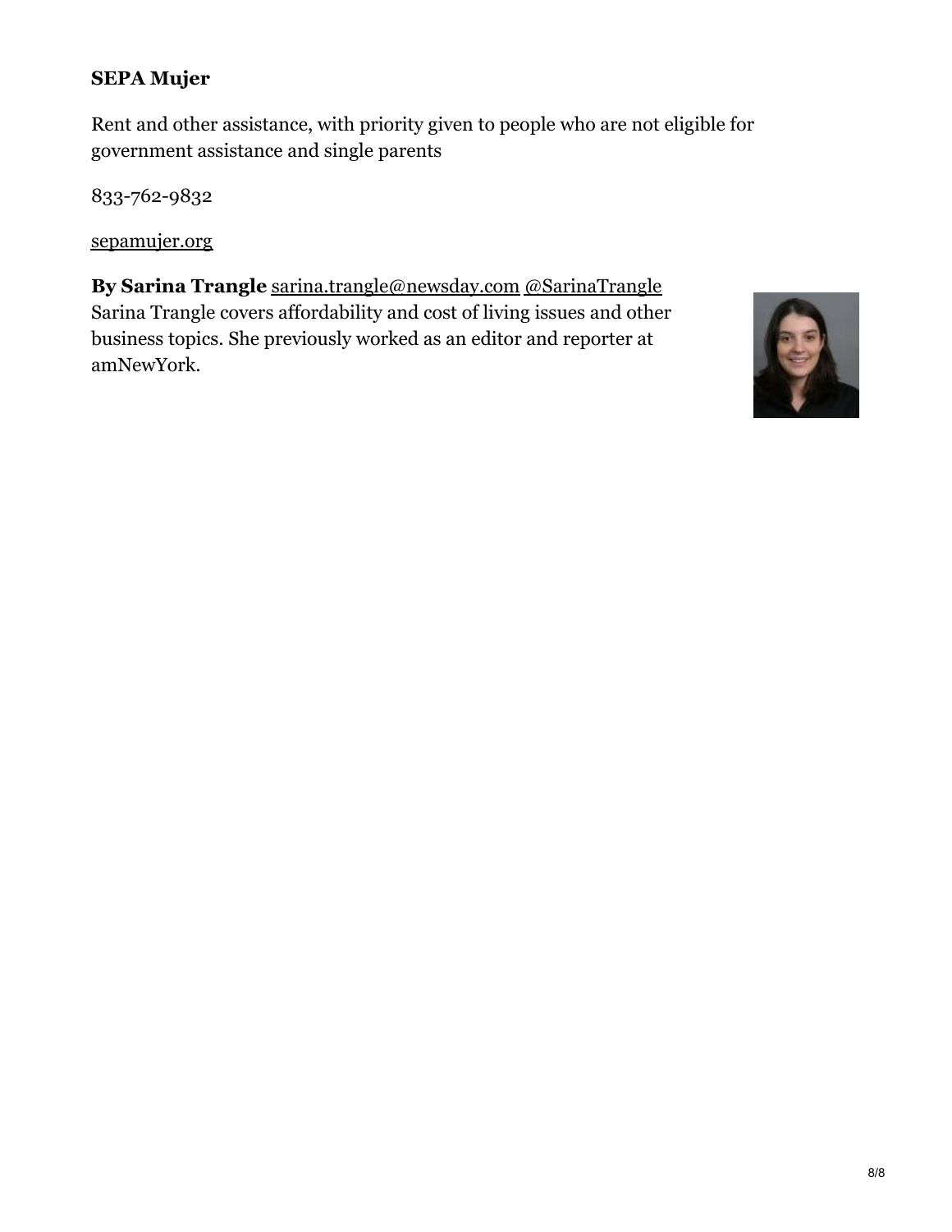**SEPA Mujer**

Rent and other assistance, with priority given to people who are not eligible for government assistance and single parents

833-762-9832

sepamujer.org

**By Sarina Trangle** sarina.trangle@newsday.com @SarinaTrangle
Sarina Trangle covers affordability and cost of living issues and other business topics. She previously worked as an editor and reporter at amNewYork.